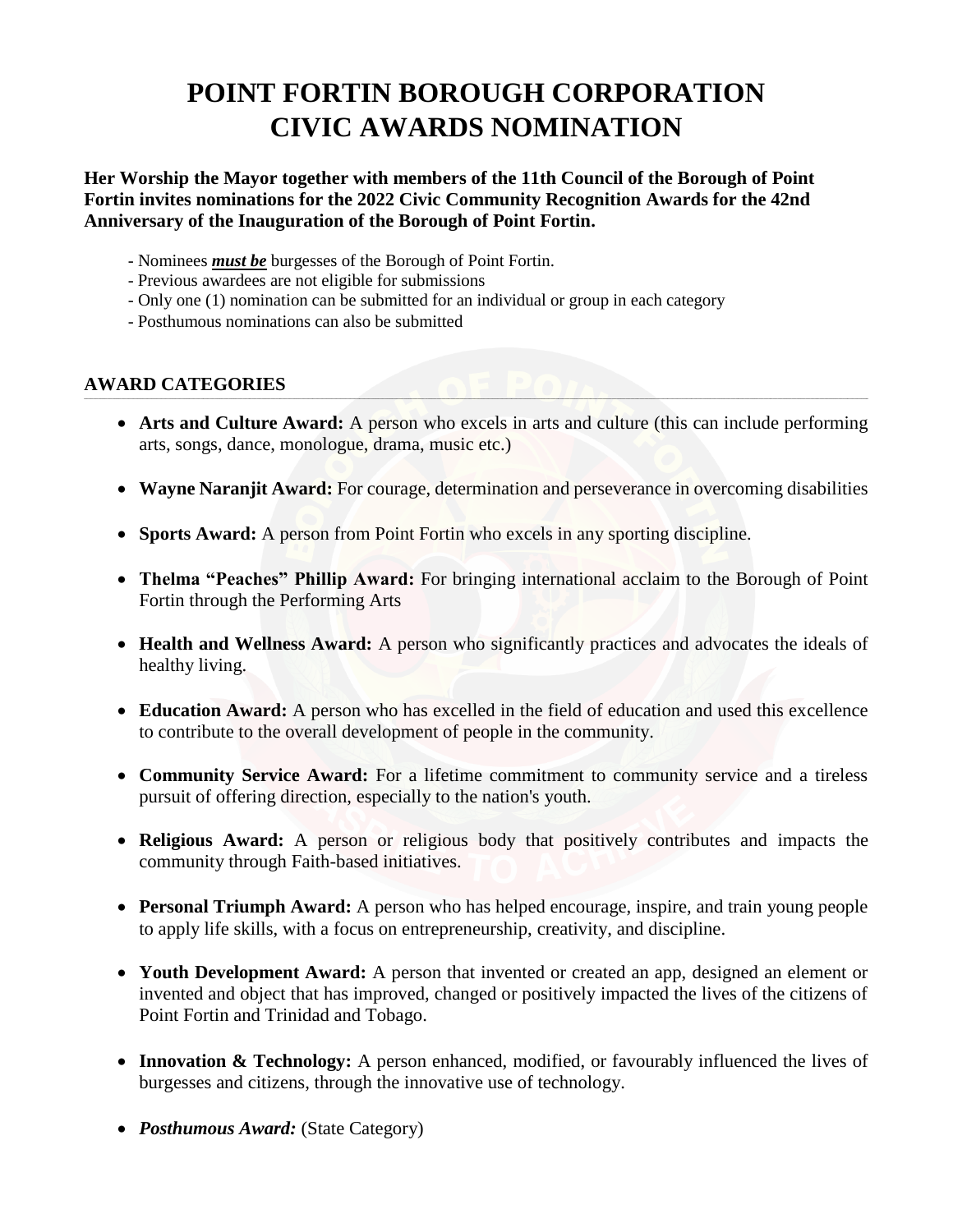# POINT FORTIN BOROUGH CORPORATION
# CIVIC AWARDS NOMINATION

**Her Worship the Mayor together with members of the 11th Council of the Borough of Point Fortin invites nominations for the 2022 Civic Community Recognition Awards for the 42nd Anniversary of the Inauguration of the Borough of Point Fortin.**

- Nominees ***must be*** burgesses of the Borough of Point Fortin.
- Previous awardees are not eligible for submissions
- Only one (1) nomination can be submitted for an individual or group in each category
- Posthumous nominations can also be submitted

## AWARD CATEGORIES

- **Arts and Culture Award:** A person who excels in arts and culture (this can include performing arts, songs, dance, monologue, drama, music etc.)
- **Wayne Naranjit Award:** For courage, determination and perseverance in overcoming disabilities
- **Sports Award:** A person from Point Fortin who excels in any sporting discipline.
- **Thelma "Peaches" Phillip Award:** For bringing international acclaim to the Borough of Point Fortin through the Performing Arts
- **Health and Wellness Award:** A person who significantly practices and advocates the ideals of healthy living.
- **Education Award:** A person who has excelled in the field of education and used this excellence to contribute to the overall development of people in the community.
- **Community Service Award:** For a lifetime commitment to community service and a tireless pursuit of offering direction, especially to the nation's youth.
- **Religious Award:** A person or religious body that positively contributes and impacts the community through Faith-based initiatives.
- **Personal Triumph Award:** A person who has helped encourage, inspire, and train young people to apply life skills, with a focus on entrepreneurship, creativity, and discipline.
- **Youth Development Award:** A person that invented or created an app, designed an element or invented and object that has improved, changed or positively impacted the lives of the citizens of Point Fortin and Trinidad and Tobago.
- **Innovation & Technology:** A person enhanced, modified, or favourably influenced the lives of burgesses and citizens, through the innovative use of technology.
- ***Posthumous Award:*** (State Category)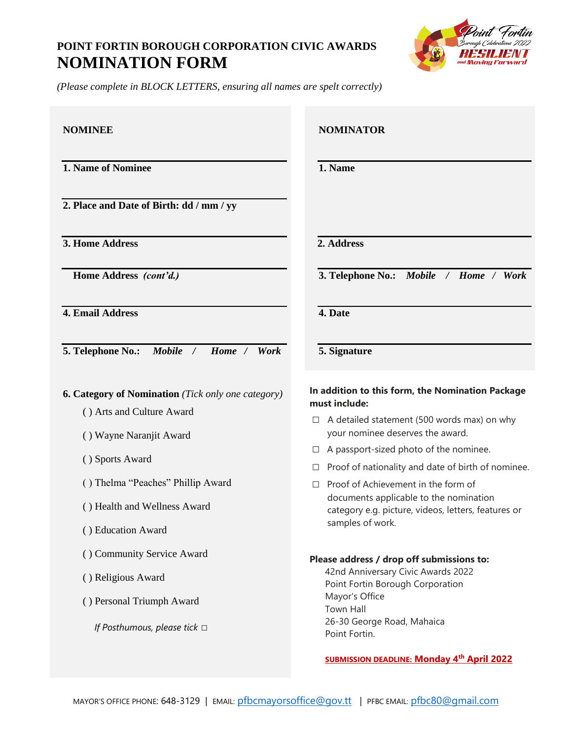# POINT FORTIN BOROUGH CORPORATION CIVIC AWARDS

# NOMINATION FORM

*(Please complete in BLOCK LETTERS, ensuring all names are spelt correctly)*

## NOMINEE

**1. Name of Nominee**

**2. Place and Date of Birth: dd / mm / yy**

**3. Home Address**

**Home Address** ***(cont'd.)***

**4. Email Address**

**5. Telephone No.:** ***Mobile / Home / Work***

**6. Category of Nomination** *(Tick only one category)*

( ) Arts and Culture Award

( ) Wayne Naranjit Award

( ) Sports Award

( ) Thelma "Peaches" Phillip Award

( ) Health and Wellness Award

( ) Education Award

( ) Community Service Award

( ) Religious Award

( ) Personal Triumph Award

*If Posthumous, please tick* ☐

## NOMINATOR

**1. Name**

**2. Address**

**3. Telephone No.:** ***Mobile / Home / Work***

**4. Date**

**5. Signature**

**In addition to this form, the Nomination Package must include:**

- ☐ A detailed statement (500 words max) on why your nominee deserves the award.
- ☐ A passport-sized photo of the nominee.
- ☐ Proof of nationality and date of birth of nominee.
- ☐ Proof of Achievement in the form of documents applicable to the nomination category e.g. picture, videos, letters, features or samples of work.

**Please address / drop off submissions to:**

42nd Anniversary Civic Awards 2022
Point Fortin Borough Corporation
Mayor's Office
Town Hall
26-30 George Road, Mahaica
Point Fortin.

**SUBMISSION DEADLINE: Monday 4th April 2022**

MAYOR'S OFFICE PHONE: 648-3129 | EMAIL: pfbcmayorsoffice@gov.tt | PFBC EMAIL: pfbc80@gmail.com